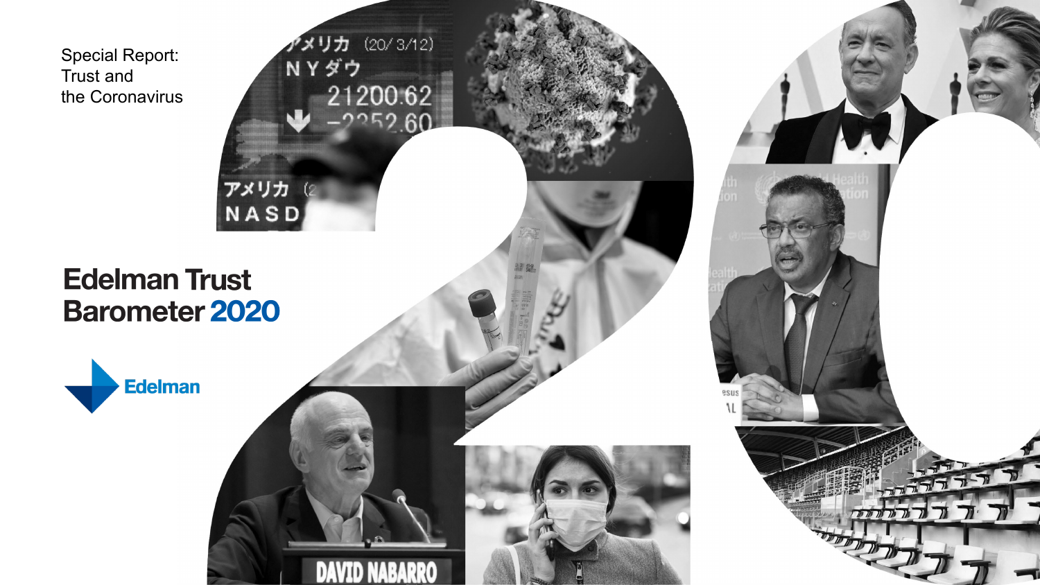Special Report:
Trust and
the Coronavirus

# Edelman Trust Barometer 2020

Edelman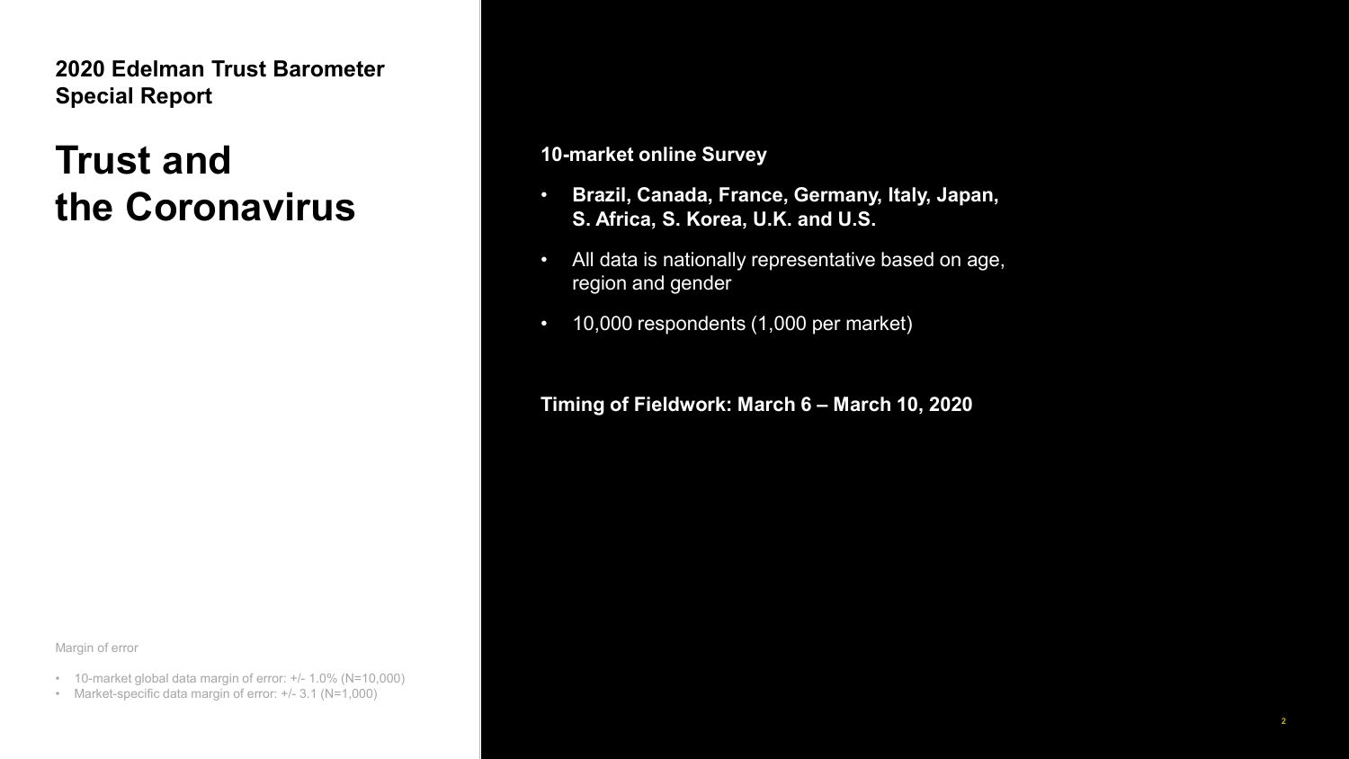**2020 Edelman Trust Barometer Special Report**

# Trust and the Coronavirus

**10-market online Survey**

- **Brazil, Canada, France, Germany, Italy, Japan, S. Africa, S. Korea, U.K. and U.S.**
- All data is nationally representative based on age, region and gender
- 10,000 respondents (1,000 per market)

**Timing of Fieldwork: March 6 – March 10, 2020**

Margin of error

- 10-market global data margin of error: +/- 1.0% (N=10,000)
- Market-specific data margin of error: +/- 3.1 (N=1,000)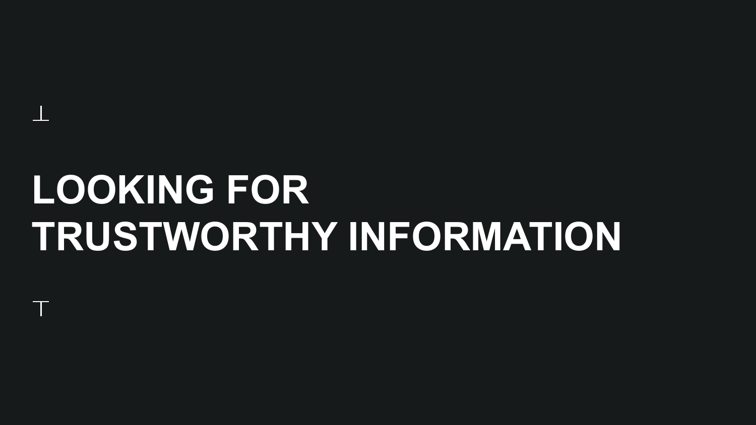# LOOKING FOR TRUSTWORTHY INFORMATION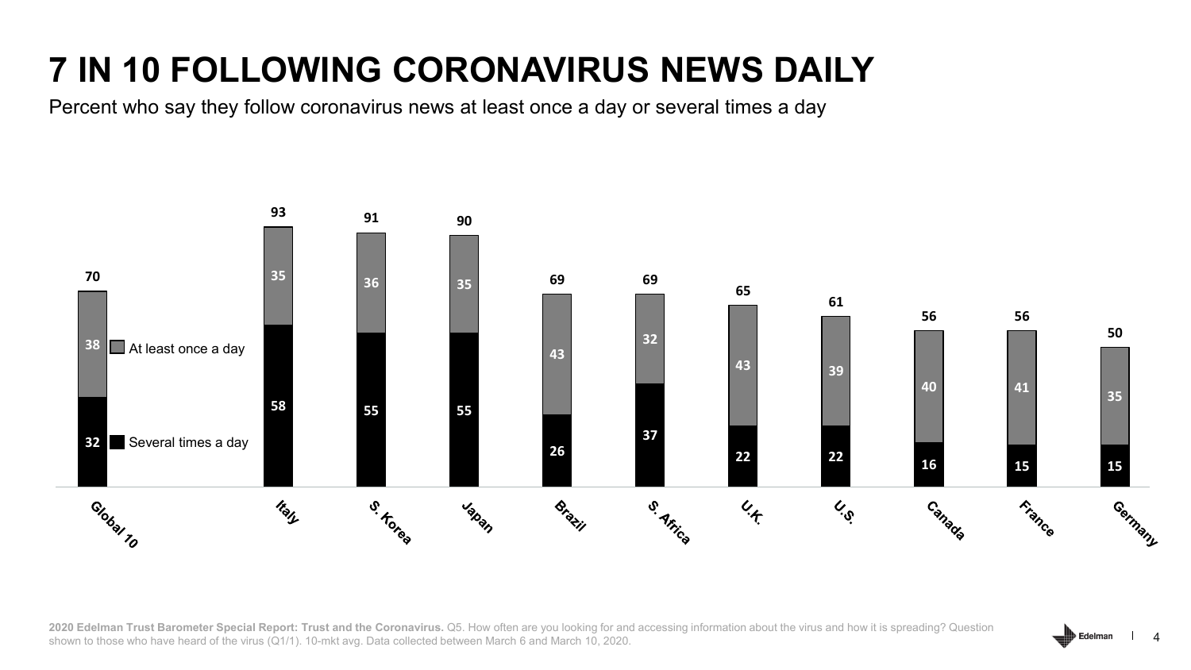# 7 IN 10 FOLLOWING CORONAVIRUS NEWS DAILY

Percent who say they follow coronavirus news at least once a day or several times a day

| | Total | At least once a day | Several times a day |
|---|---|---|---|
| Global 10 | 70 | 38 | 32 |
| Italy | 93 | 35 | 58 |
| S. Korea | 91 | 36 | 55 |
| Japan | 90 | 35 | 55 |
| Brazil | 69 | 43 | 26 |
| S. Africa | 69 | 32 | 37 |
| U.K. | 65 | 43 | 22 |
| U.S. | 61 | 39 | 22 |
| Canada | 56 | 40 | 16 |
| France | 56 | 41 | 15 |
| Germany | 50 | 35 | 15 |

**2020 Edelman Trust Barometer Special Report: Trust and the Coronavirus.** Q5. How often are you looking for and accessing information about the virus and how it is spreading? Question shown to those who have heard of the virus (Q1/1). 10-mkt avg. Data collected between March 6 and March 10, 2020.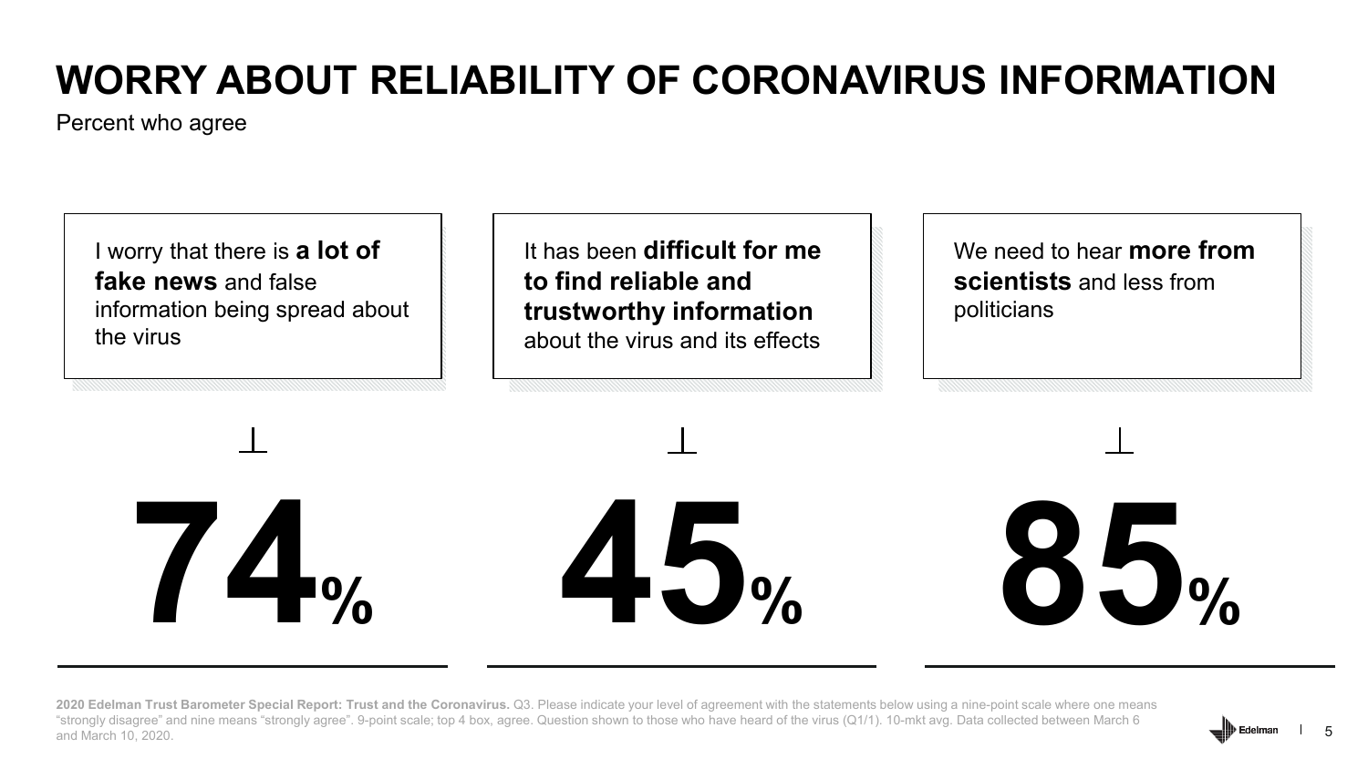# WORRY ABOUT RELIABILITY OF CORONAVIRUS INFORMATION

Percent who agree

I worry that there is **a lot of fake news** and false information being spread about the virus

**74%**

It has been **difficult for me to find reliable and trustworthy information** about the virus and its effects

**45%**

We need to hear **more from scientists** and less from politicians

**85%**

**2020 Edelman Trust Barometer Special Report: Trust and the Coronavirus.** Q3. Please indicate your level of agreement with the statements below using a nine-point scale where one means "strongly disagree" and nine means "strongly agree". 9-point scale; top 4 box, agree. Question shown to those who have heard of the virus (Q1/1). 10-mkt avg. Data collected between March 6 and March 10, 2020.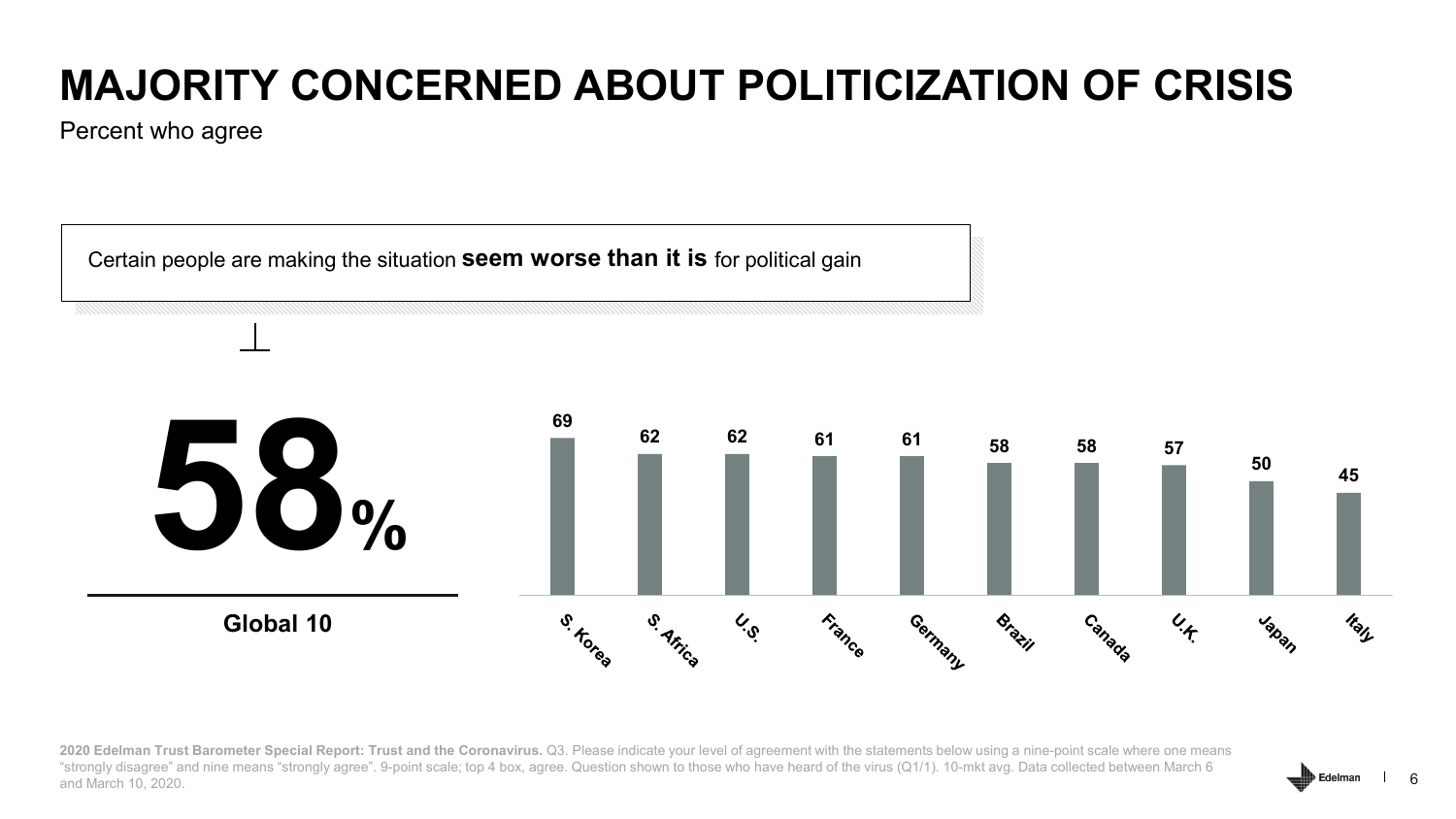# MAJORITY CONCERNED ABOUT POLITICIZATION OF CRISIS

Percent who agree

Certain people are making the situation **seem worse than it is** for political gain

**58%**

**Global 10**

| S. Korea | S. Africa | U.S. | France | Germany | Brazil | Canada | U.K. | Japan | Italy |
|---|---|---|---|---|---|---|---|---|---|
| 69 | 62 | 62 | 61 | 61 | 58 | 58 | 57 | 50 | 45 |

**2020 Edelman Trust Barometer Special Report: Trust and the Coronavirus.** Q3. Please indicate your level of agreement with the statements below using a nine-point scale where one means "strongly disagree" and nine means "strongly agree". 9-point scale; top 4 box, agree. Question shown to those who have heard of the virus (Q1/1). 10-mkt avg. Data collected between March 6 and March 10, 2020.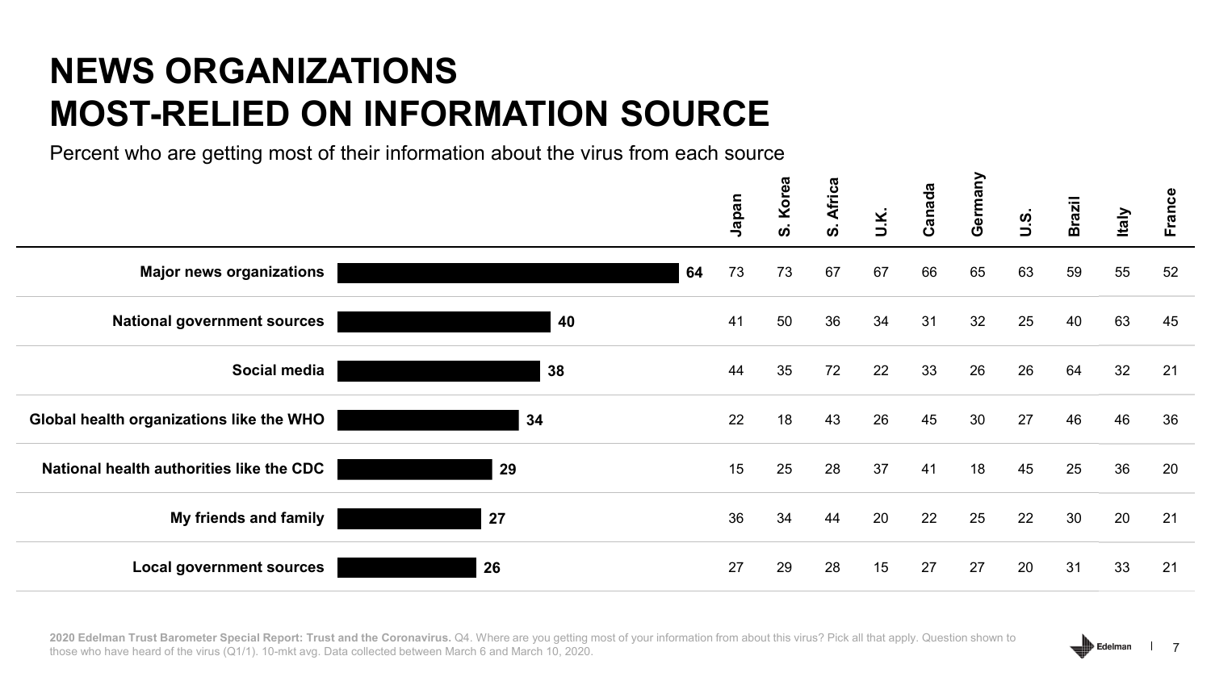# NEWS ORGANIZATIONS MOST-RELIED ON INFORMATION SOURCE

Percent who are getting most of their information about the virus from each source

| Source | 10-mkt avg. | Japan | S. Korea | S. Africa | U.K. | Canada | Germany | U.S. | Brazil | Italy | France |
|---|---|---|---|---|---|---|---|---|---|---|---|
| **Major news organizations** | **64** | 73 | 73 | 67 | 67 | 66 | 65 | 63 | 59 | 55 | 52 |
| **National government sources** | **40** | 41 | 50 | 36 | 34 | 31 | 32 | 25 | 40 | 63 | 45 |
| **Social media** | **38** | 44 | 35 | 72 | 22 | 33 | 26 | 26 | 64 | 32 | 21 |
| **Global health organizations like the WHO** | **34** | 22 | 18 | 43 | 26 | 45 | 30 | 27 | 46 | 46 | 36 |
| **National health authorities like the CDC** | **29** | 15 | 25 | 28 | 37 | 41 | 18 | 45 | 25 | 36 | 20 |
| **My friends and family** | **27** | 36 | 34 | 44 | 20 | 22 | 25 | 22 | 30 | 20 | 21 |
| **Local government sources** | **26** | 27 | 29 | 28 | 15 | 27 | 27 | 20 | 31 | 33 | 21 |

**2020 Edelman Trust Barometer Special Report: Trust and the Coronavirus.** Q4. Where are you getting most of your information from about this virus? Pick all that apply. Question shown to those who have heard of the virus (Q1/1). 10-mkt avg. Data collected between March 6 and March 10, 2020.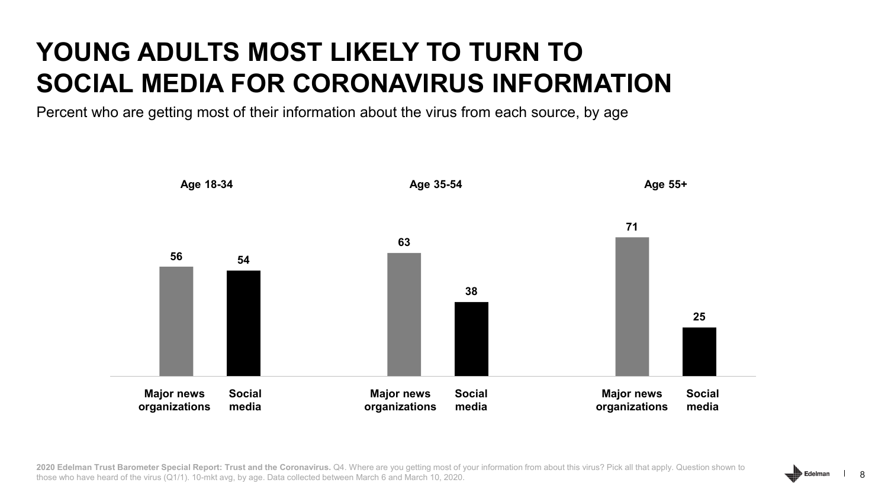# YOUNG ADULTS MOST LIKELY TO TURN TO SOCIAL MEDIA FOR CORONAVIRUS INFORMATION

Percent who are getting most of their information about the virus from each source, by age

| | Age 18-34 | Age 35-54 | Age 55+ |
|---|---|---|---|
| Major news organizations | 56 | 63 | 71 |
| Social media | 54 | 38 | 25 |

**2020 Edelman Trust Barometer Special Report: Trust and the Coronavirus.** Q4. Where are you getting most of your information from about this virus? Pick all that apply. Question shown to those who have heard of the virus (Q1/1). 10-mkt avg, by age. Data collected between March 6 and March 10, 2020.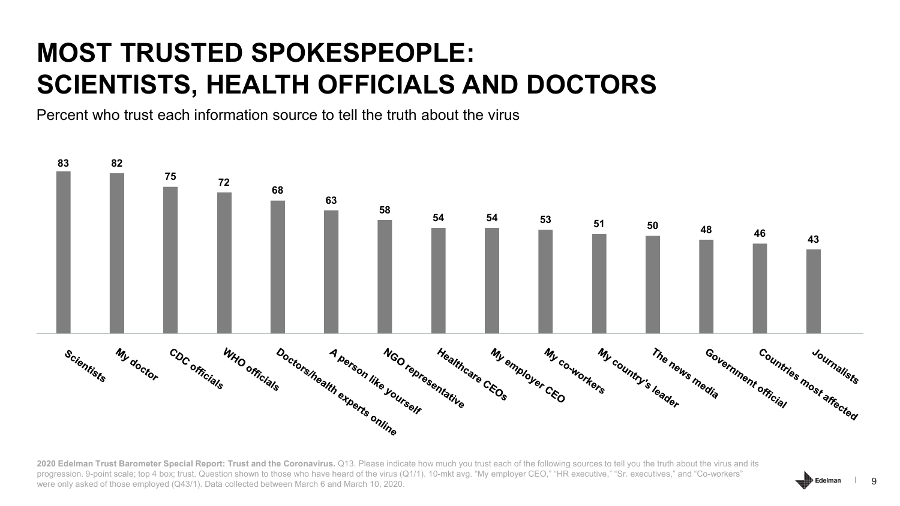# MOST TRUSTED SPOKESPEOPLE: SCIENTISTS, HEALTH OFFICIALS AND DOCTORS

Percent who trust each information source to tell the truth about the virus

| Information source | Percent |
|---|---|
| Scientists | 83 |
| My doctor | 82 |
| CDC officials | 75 |
| WHO officials | 72 |
| Doctors/health experts online | 68 |
| A person like yourself | 63 |
| NGO representative | 58 |
| Healthcare CEOs | 54 |
| My employer CEO | 54 |
| My co-workers | 53 |
| My country's leader | 51 |
| The news media | 50 |
| Government official | 48 |
| Countries most affected | 46 |
| Journalists | 43 |

**2020 Edelman Trust Barometer Special Report: Trust and the Coronavirus.** Q13. Please indicate how much you trust each of the following sources to tell you the truth about the virus and its progression. 9-point scale; top 4 box; trust. Question shown to those who have heard of the virus (Q1/1). 10-mkt avg. "My employer CEO," "HR executive," "Sr. executives," and "Co-workers" were only asked of those employed (Q43/1). Data collected between March 6 and March 10, 2020.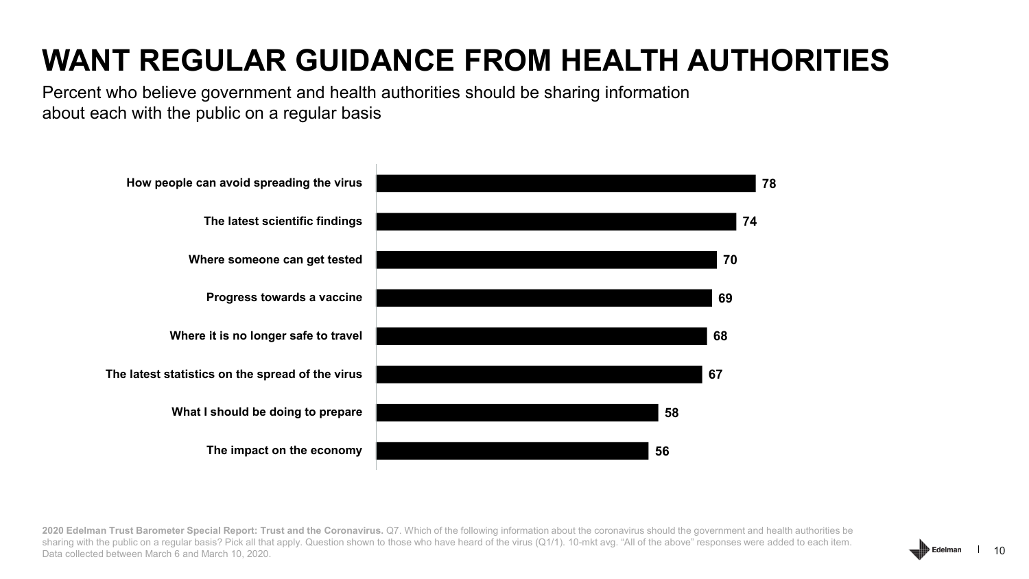# WANT REGULAR GUIDANCE FROM HEALTH AUTHORITIES

Percent who believe government and health authorities should be sharing information about each with the public on a regular basis

| Information | Percent |
| --- | --- |
| How people can avoid spreading the virus | 78 |
| The latest scientific findings | 74 |
| Where someone can get tested | 70 |
| Progress towards a vaccine | 69 |
| Where it is no longer safe to travel | 68 |
| The latest statistics on the spread of the virus | 67 |
| What I should be doing to prepare | 58 |
| The impact on the economy | 56 |

**2020 Edelman Trust Barometer Special Report: Trust and the Coronavirus.** Q7. Which of the following information about the coronavirus should the government and health authorities be sharing with the public on a regular basis? Pick all that apply. Question shown to those who have heard of the virus (Q1/1). 10-mkt avg. "All of the above" responses were added to each item. Data collected between March 6 and March 10, 2020.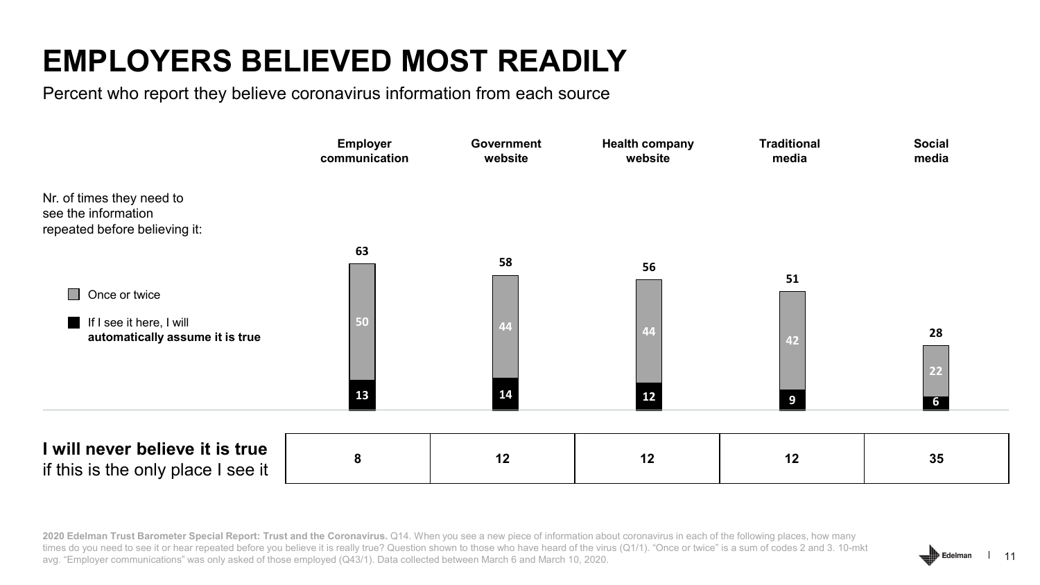# EMPLOYERS BELIEVED MOST READILY

Percent who report they believe coronavirus information from each source

Nr. of times they need to see the information repeated before believing it:

| | Employer communication | Government website | Health company website | Traditional media | Social media |
|---|---|---|---|---|---|
| Total | 63 | 58 | 56 | 51 | 28 |
| Once or twice | 50 | 44 | 44 | 42 | 22 |
| If I see it here, I will **automatically assume it is true** | 13 | 14 | 12 | 9 | 6 |
| **I will never believe it is true** if this is the only place I see it | 8 | 12 | 12 | 12 | 35 |

**2020 Edelman Trust Barometer Special Report: Trust and the Coronavirus.** Q14. When you see a new piece of information about coronavirus in each of the following places, how many times do you need to see it or hear repeated before you believe it is really true? Question shown to those who have heard of the virus (Q1/1). "Once or twice" is a sum of codes 2 and 3. 10-mkt avg. "Employer communications" was only asked of those employed (Q43/1). Data collected between March 6 and March 10, 2020.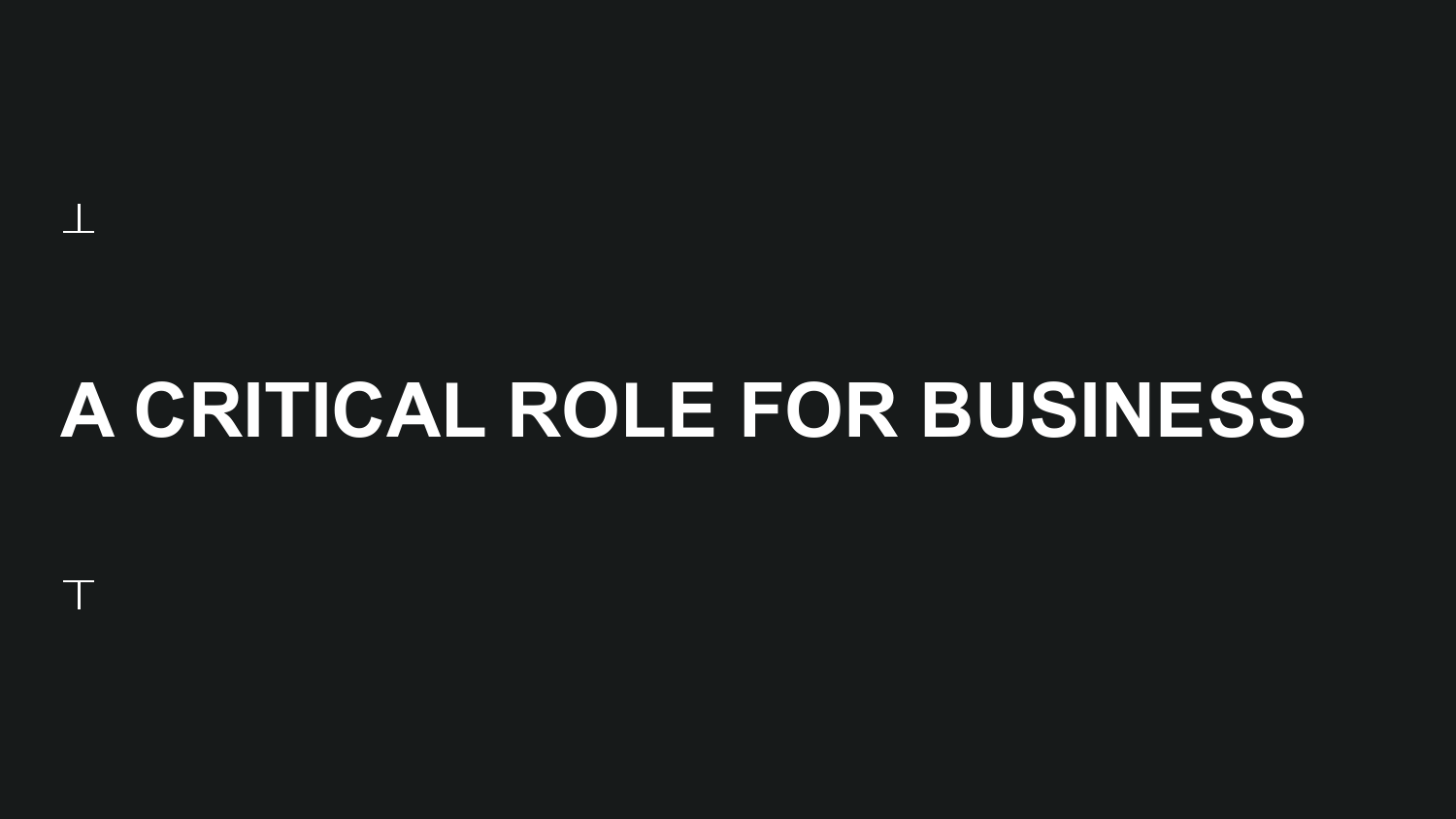# A CRITICAL ROLE FOR BUSINESS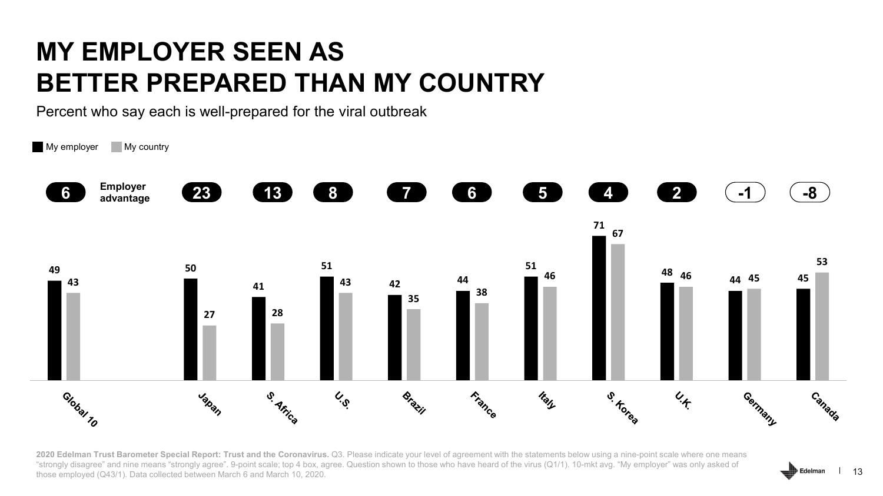# MY EMPLOYER SEEN AS BETTER PREPARED THAN MY COUNTRY

Percent who say each is well-prepared for the viral outbreak

| | Global 10 | Japan | S. Africa | U.S. | Brazil | France | Italy | S. Korea | U.K. | Germany | Canada |
|---|---|---|---|---|---|---|---|---|---|---|---|
| Employer advantage | 6 | 23 | 13 | 8 | 7 | 6 | 5 | 4 | 2 | -1 | -8 |
| My employer | 49 | 50 | 41 | 51 | 42 | 44 | 51 | 71 | 48 | 44 | 45 |
| My country | 43 | 27 | 28 | 43 | 35 | 38 | 46 | 67 | 46 | 45 | 53 |

**2020 Edelman Trust Barometer Special Report: Trust and the Coronavirus.** Q3. Please indicate your level of agreement with the statements below using a nine-point scale where one means "strongly disagree" and nine means "strongly agree". 9-point scale; top 4 box, agree. Question shown to those who have heard of the virus (Q1/1). 10-mkt avg. "My employer" was only asked of those employed (Q43/1). Data collected between March 6 and March 10, 2020.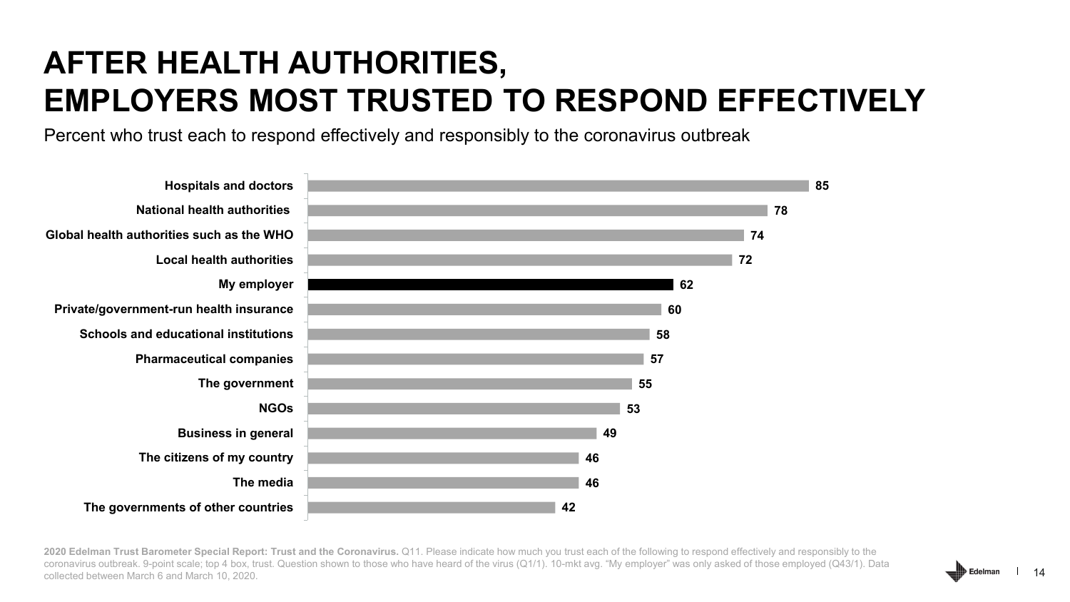# AFTER HEALTH AUTHORITIES, EMPLOYERS MOST TRUSTED TO RESPOND EFFECTIVELY

Percent who trust each to respond effectively and responsibly to the coronavirus outbreak

| | Percent |
|---|---|
| Hospitals and doctors | 85 |
| National health authorities | 78 |
| Global health authorities such as the WHO | 74 |
| Local health authorities | 72 |
| **My employer** | **62** |
| Private/government-run health insurance | 60 |
| Schools and educational institutions | 58 |
| Pharmaceutical companies | 57 |
| The government | 55 |
| NGOs | 53 |
| Business in general | 49 |
| The citizens of my country | 46 |
| The media | 46 |
| The governments of other countries | 42 |

**2020 Edelman Trust Barometer Special Report: Trust and the Coronavirus.** Q11. Please indicate how much you trust each of the following to respond effectively and responsibly to the coronavirus outbreak. 9-point scale; top 4 box, trust. Question shown to those who have heard of the virus (Q1/1). 10-mkt avg. "My employer" was only asked of those employed (Q43/1). Data collected between March 6 and March 10, 2020.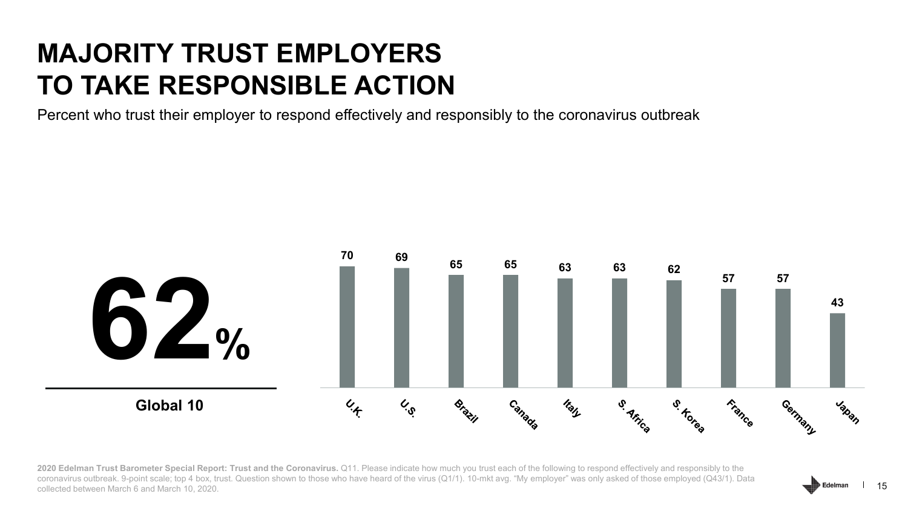# MAJORITY TRUST EMPLOYERS TO TAKE RESPONSIBLE ACTION

Percent who trust their employer to respond effectively and responsibly to the coronavirus outbreak

**62%**

**Global 10**

| U.K. | U.S. | Brazil | Canada | Italy | S. Africa | S. Korea | France | Germany | Japan |
|---|---|---|---|---|---|---|---|---|---|
| 70 | 69 | 65 | 65 | 63 | 63 | 62 | 57 | 57 | 43 |

**2020 Edelman Trust Barometer Special Report: Trust and the Coronavirus.** Q11. Please indicate how much you trust each of the following to respond effectively and responsibly to the coronavirus outbreak. 9-point scale; top 4 box, trust. Question shown to those who have heard of the virus (Q1/1). 10-mkt avg. "My employer" was only asked of those employed (Q43/1). Data collected between March 6 and March 10, 2020.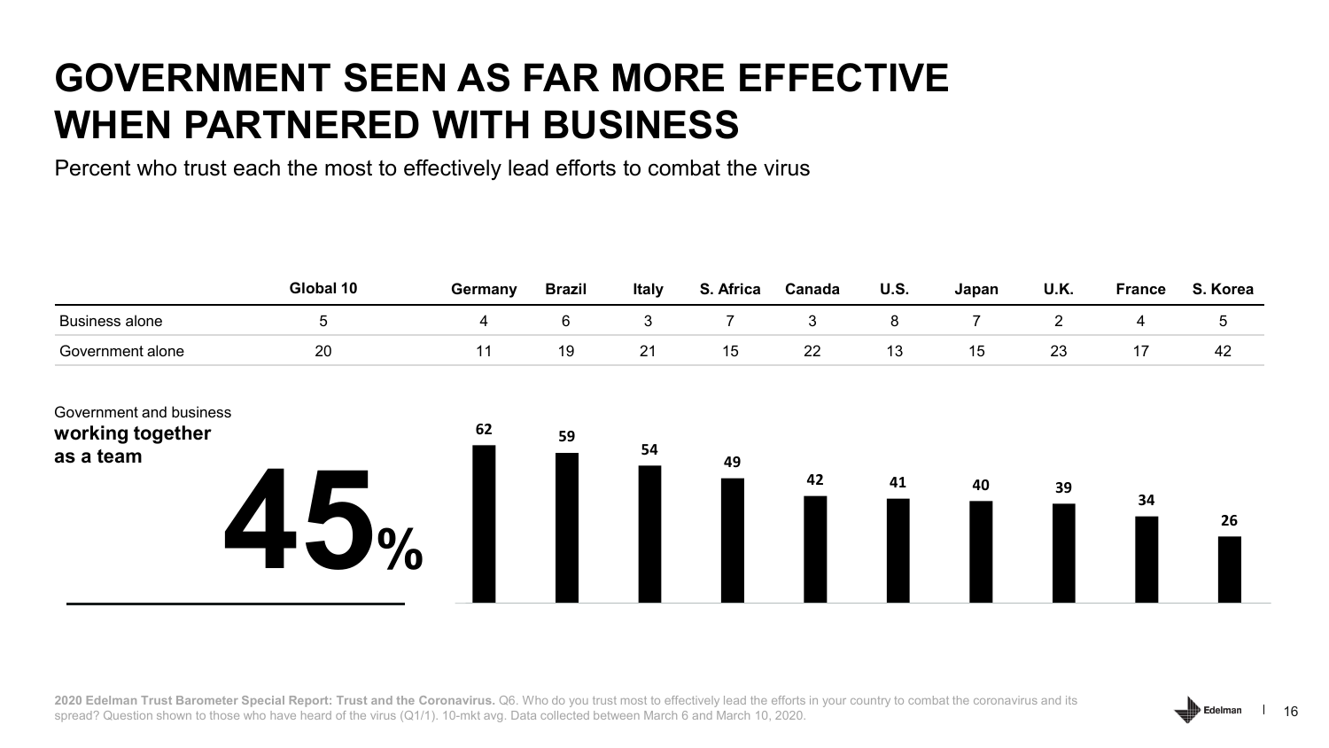# GOVERNMENT SEEN AS FAR MORE EFFECTIVE WHEN PARTNERED WITH BUSINESS

Percent who trust each the most to effectively lead efforts to combat the virus

| | Global 10 | Germany | Brazil | Italy | S. Africa | Canada | U.S. | Japan | U.K. | France | S. Korea |
|---|---|---|---|---|---|---|---|---|---|---|---|
| Business alone | 5 | 4 | 6 | 3 | 7 | 3 | 8 | 7 | 2 | 4 | 5 |
| Government alone | 20 | 11 | 19 | 21 | 15 | 22 | 13 | 15 | 23 | 17 | 42 |
| Government and business **working together as a team** | 45% | 62 | 59 | 54 | 49 | 42 | 41 | 40 | 39 | 34 | 26 |

**2020 Edelman Trust Barometer Special Report: Trust and the Coronavirus.** Q6. Who do you trust most to effectively lead the efforts in your country to combat the coronavirus and its spread? Question shown to those who have heard of the virus (Q1/1). 10-mkt avg. Data collected between March 6 and March 10, 2020.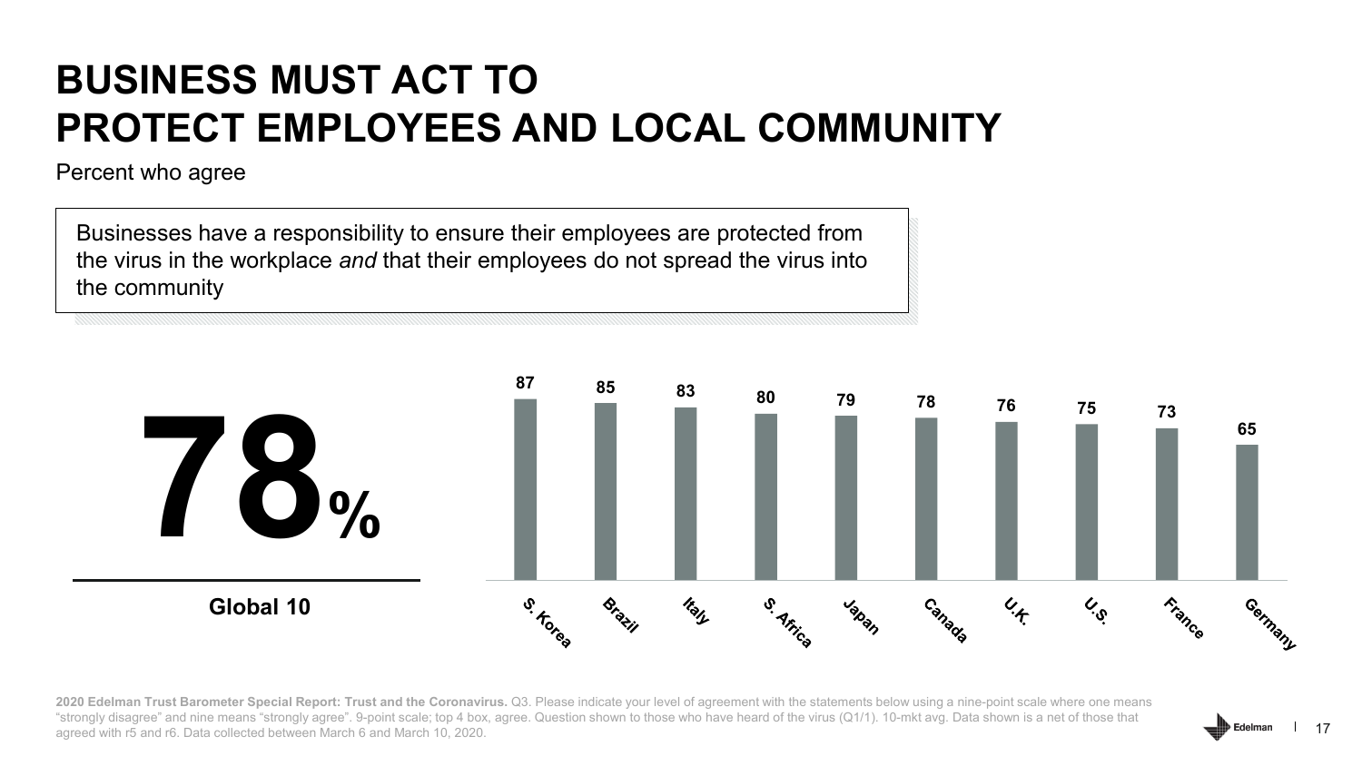# BUSINESS MUST ACT TO PROTECT EMPLOYEES AND LOCAL COMMUNITY

Percent who agree

Businesses have a responsibility to ensure their employees are protected from the virus in the workplace *and* that their employees do not spread the virus into the community

**78%**

**Global 10**

| S. Korea | Brazil | Italy | S. Africa | Japan | Canada | U.K. | U.S. | France | Germany |
|---|---|---|---|---|---|---|---|---|---|
| 87 | 85 | 83 | 80 | 79 | 78 | 76 | 75 | 73 | 65 |

**2020 Edelman Trust Barometer Special Report: Trust and the Coronavirus.** Q3. Please indicate your level of agreement with the statements below using a nine-point scale where one means "strongly disagree" and nine means "strongly agree". 9-point scale; top 4 box, agree. Question shown to those who have heard of the virus (Q1/1). 10-mkt avg. Data shown is a net of those that agreed with r5 and r6. Data collected between March 6 and March 10, 2020.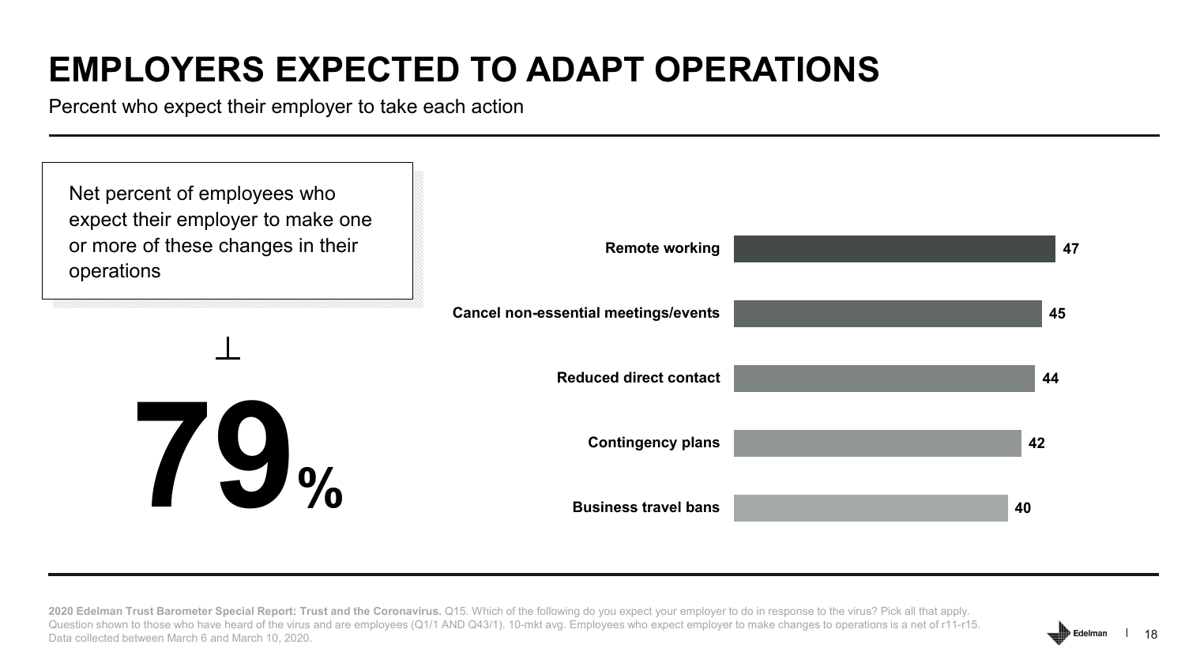# EMPLOYERS EXPECTED TO ADAPT OPERATIONS

Percent who expect their employer to take each action

Net percent of employees who expect their employer to make one or more of these changes in their operations

**79%**

| Action | Percent |
| --- | --- |
| Remote working | 47 |
| Cancel non-essential meetings/events | 45 |
| Reduced direct contact | 44 |
| Contingency plans | 42 |
| Business travel bans | 40 |

**2020 Edelman Trust Barometer Special Report: Trust and the Coronavirus.** Q15. Which of the following do you expect your employer to do in response to the virus? Pick all that apply. Question shown to those who have heard of the virus and are employees (Q1/1 AND Q43/1). 10-mkt avg. Employees who expect employer to make changes to operations is a net of r11-r15. Data collected between March 6 and March 10, 2020.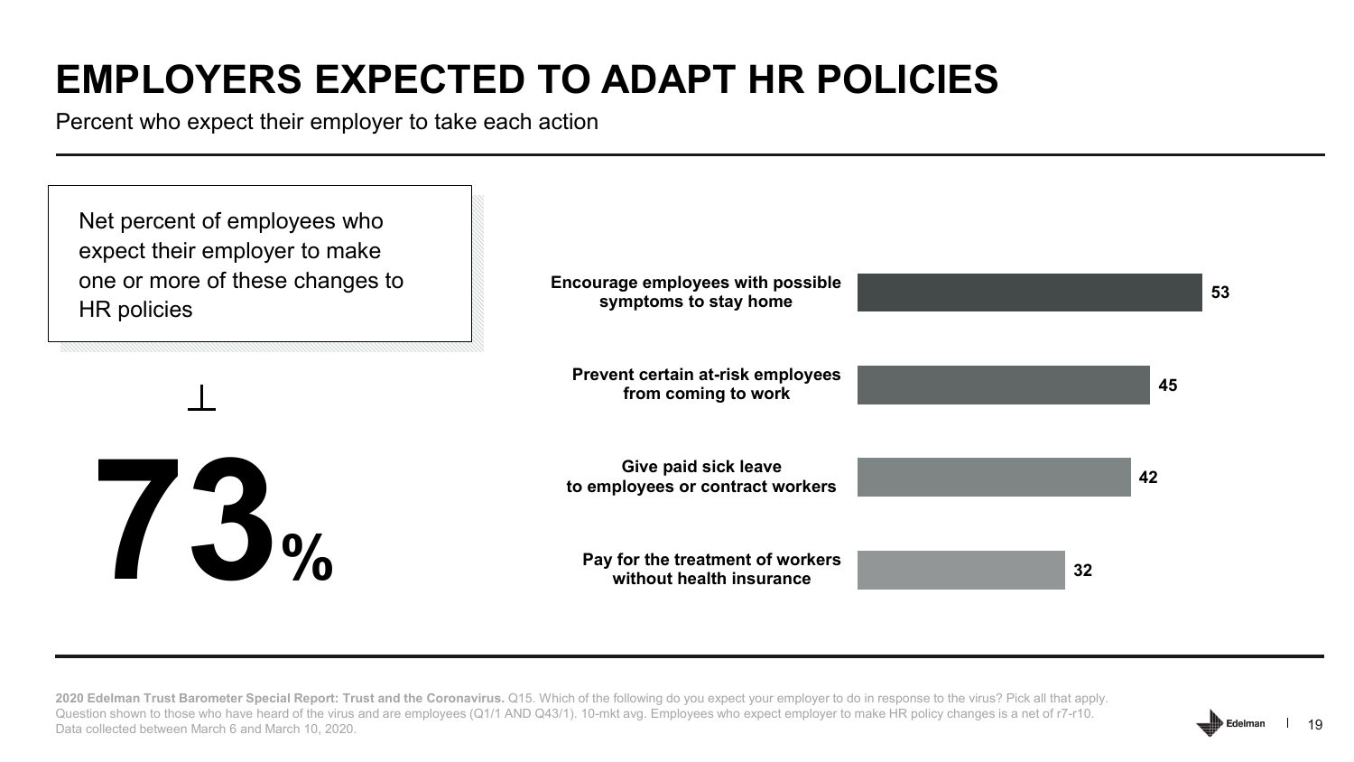# EMPLOYERS EXPECTED TO ADAPT HR POLICIES

Percent who expect their employer to take each action

Net percent of employees who expect their employer to make one or more of these changes to HR policies

**73%**

| Action | Percent |
|---|---|
| Encourage employees with possible symptoms to stay home | 53 |
| Prevent certain at-risk employees from coming to work | 45 |
| Give paid sick leave to employees or contract workers | 42 |
| Pay for the treatment of workers without health insurance | 32 |

**2020 Edelman Trust Barometer Special Report: Trust and the Coronavirus.** Q15. Which of the following do you expect your employer to do in response to the virus? Pick all that apply. Question shown to those who have heard of the virus and are employees (Q1/1 AND Q43/1). 10-mkt avg. Employees who expect employer to make HR policy changes is a net of r7-r10. Data collected between March 6 and March 10, 2020.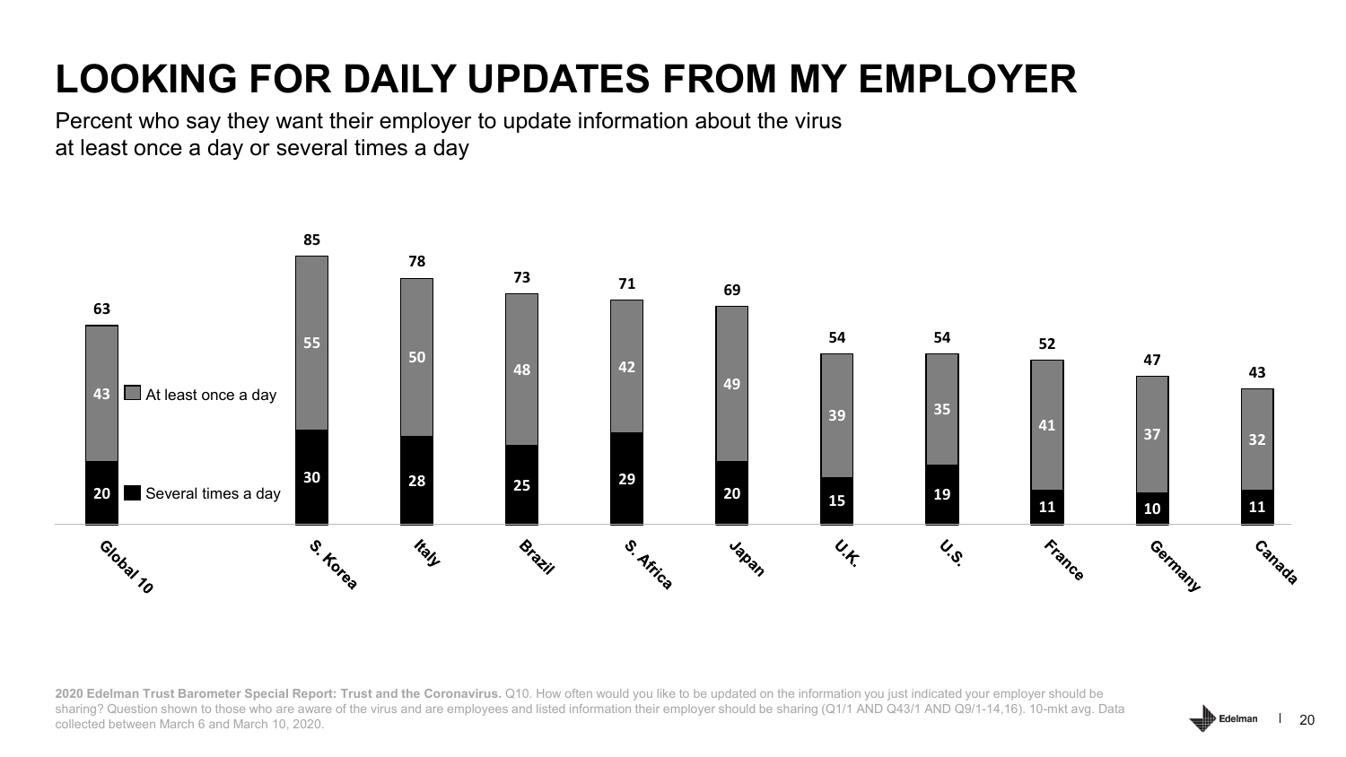# LOOKING FOR DAILY UPDATES FROM MY EMPLOYER

Percent who say they want their employer to update information about the virus at least once a day or several times a day

| | Total | At least once a day | Several times a day |
|---|---|---|---|
| Global 10 | 63 | 43 | 20 |
| S. Korea | 85 | 55 | 30 |
| Italy | 78 | 50 | 28 |
| Brazil | 73 | 48 | 25 |
| S. Africa | 71 | 42 | 29 |
| Japan | 69 | 49 | 20 |
| U.K. | 54 | 39 | 15 |
| U.S. | 54 | 35 | 19 |
| France | 52 | 41 | 11 |
| Germany | 47 | 37 | 10 |
| Canada | 43 | 32 | 11 |

**2020 Edelman Trust Barometer Special Report: Trust and the Coronavirus.** Q10. How often would you like to be updated on the information you just indicated your employer should be sharing? Question shown to those who are aware of the virus and are employees and listed information their employer should be sharing (Q1/1 AND Q43/1 AND Q9/1-14,16). 10-mkt avg. Data collected between March 6 and March 10, 2020.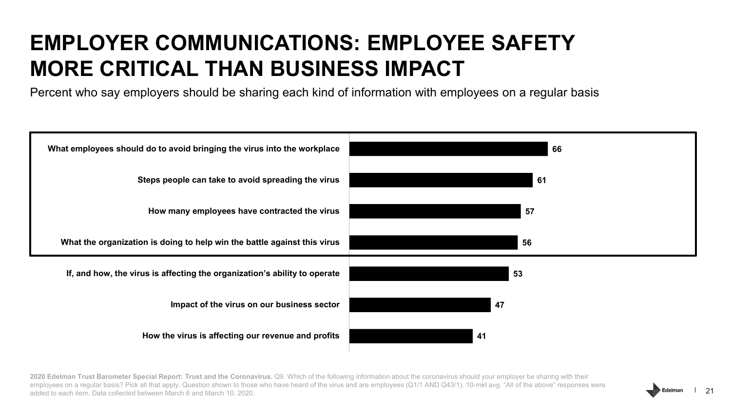# EMPLOYER COMMUNICATIONS: EMPLOYEE SAFETY MORE CRITICAL THAN BUSINESS IMPACT

Percent who say employers should be sharing each kind of information with employees on a regular basis

| Information | Percent |
|---|---|
| What employees should do to avoid bringing the virus into the workplace | 66 |
| Steps people can take to avoid spreading the virus | 61 |
| How many employees have contracted the virus | 57 |
| What the organization is doing to help win the battle against this virus | 56 |
| If, and how, the virus is affecting the organization's ability to operate | 53 |
| Impact of the virus on our business sector | 47 |
| How the virus is affecting our revenue and profits | 41 |

**2020 Edelman Trust Barometer Special Report: Trust and the Coronavirus.** Q9. Which of the following information about the coronavirus should your employer be sharing with their employees on a regular basis? Pick all that apply. Question shown to those who have heard of the virus and are employees (Q1/1 AND Q43/1). 10-mkt avg. "All of the above" responses were added to each item. Data collected between March 6 and March 10, 2020.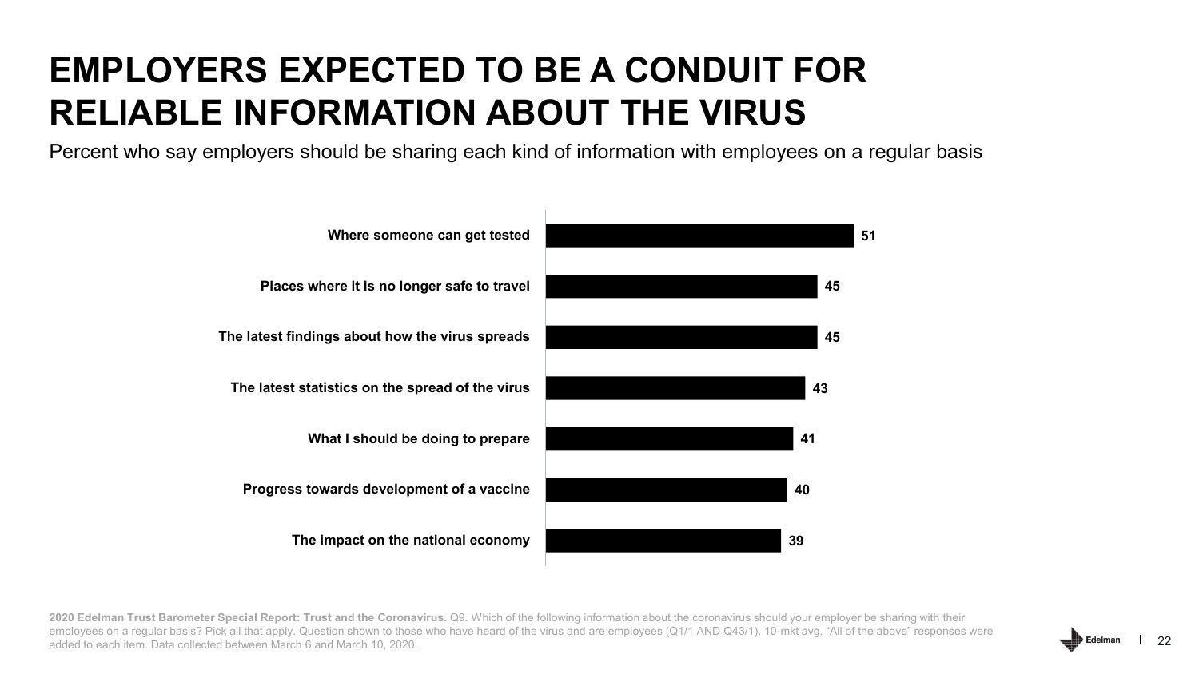# EMPLOYERS EXPECTED TO BE A CONDUIT FOR RELIABLE INFORMATION ABOUT THE VIRUS

Percent who say employers should be sharing each kind of information with employees on a regular basis

| Information | Percent |
|---|---|
| Where someone can get tested | 51 |
| Places where it is no longer safe to travel | 45 |
| The latest findings about how the virus spreads | 45 |
| The latest statistics on the spread of the virus | 43 |
| What I should be doing to prepare | 41 |
| Progress towards development of a vaccine | 40 |
| The impact on the national economy | 39 |

**2020 Edelman Trust Barometer Special Report: Trust and the Coronavirus.** Q9. Which of the following information about the coronavirus should your employer be sharing with their employees on a regular basis? Pick all that apply. Question shown to those who have heard of the virus and are employees (Q1/1 AND Q43/1). 10-mkt avg. "All of the above" responses were added to each item. Data collected between March 6 and March 10, 2020.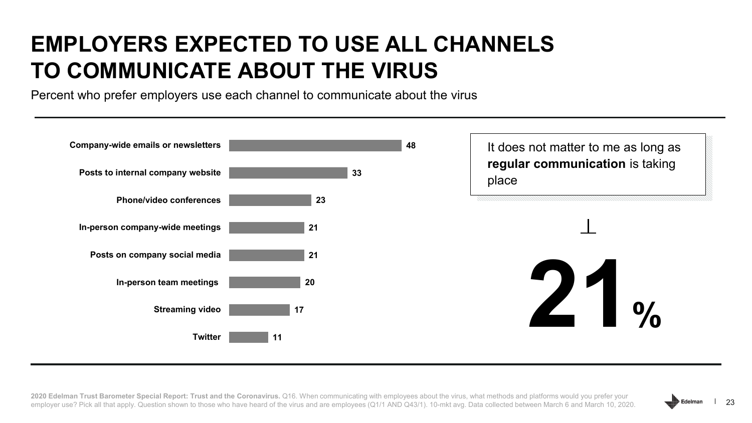# EMPLOYERS EXPECTED TO USE ALL CHANNELS TO COMMUNICATE ABOUT THE VIRUS

Percent who prefer employers use each channel to communicate about the virus

| Channel | Percent |
| --- | --- |
| Company-wide emails or newsletters | 48 |
| Posts to internal company website | 33 |
| Phone/video conferences | 23 |
| In-person company-wide meetings | 21 |
| Posts on company social media | 21 |
| In-person team meetings | 20 |
| Streaming video | 17 |
| Twitter | 11 |

It does not matter to me as long as **regular communication** is taking place

**21%**

**2020 Edelman Trust Barometer Special Report: Trust and the Coronavirus.** Q16. When communicating with employees about the virus, what methods and platforms would you prefer your employer use? Pick all that apply. Question shown to those who have heard of the virus and are employees (Q1/1 AND Q43/1). 10-mkt avg. Data collected between March 6 and March 10, 2020.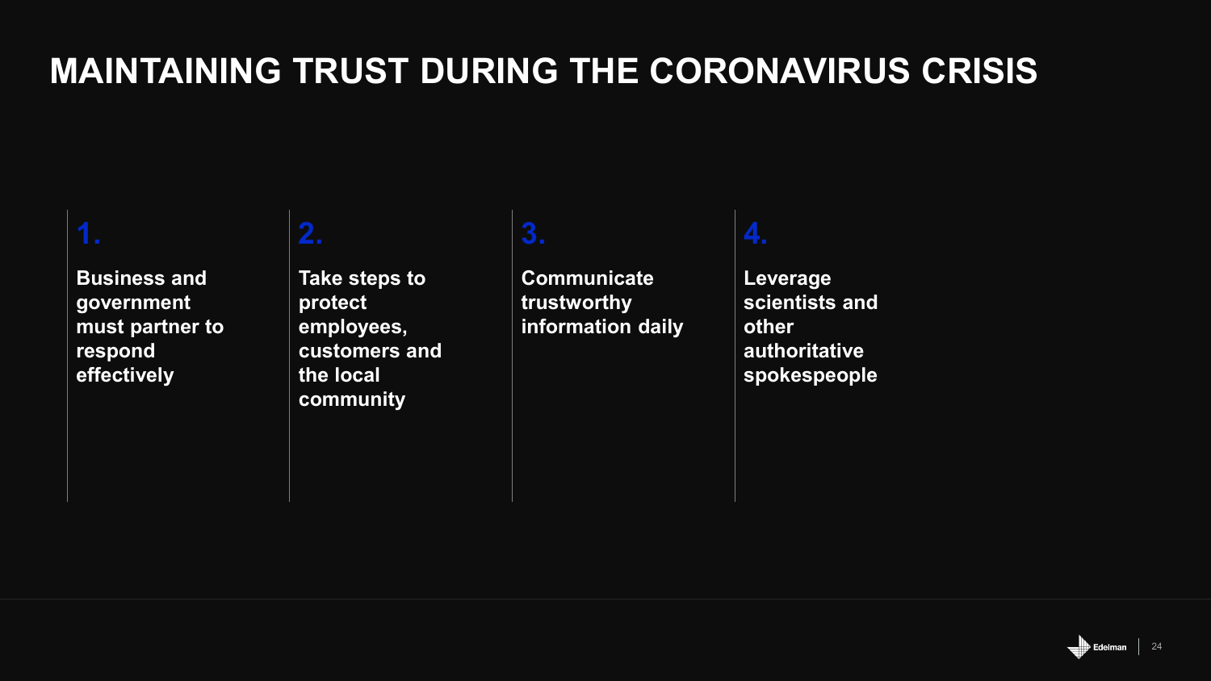# MAINTAINING TRUST DURING THE CORONAVIRUS CRISIS

1. **Business and government must partner to respond effectively**

2. **Take steps to protect employees, customers and the local community**

3. **Communicate trustworthy information daily**

4. **Leverage scientists and other authoritative spokespeople**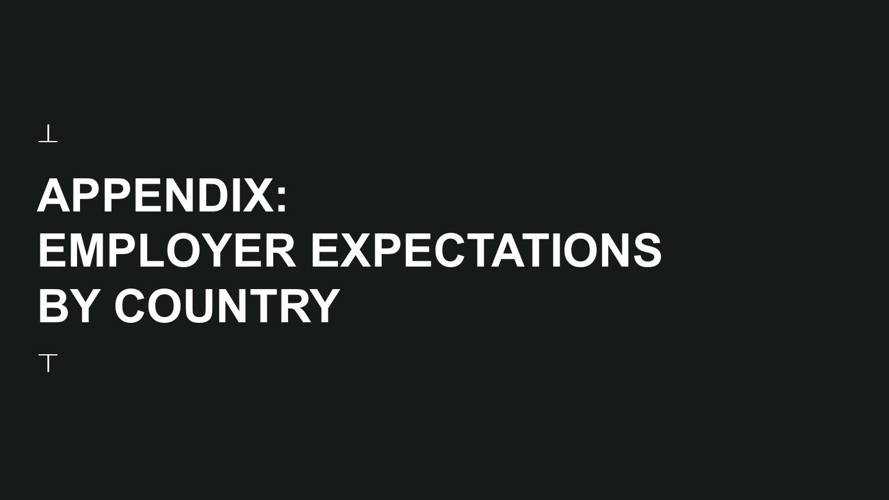# APPENDIX: EMPLOYER EXPECTATIONS BY COUNTRY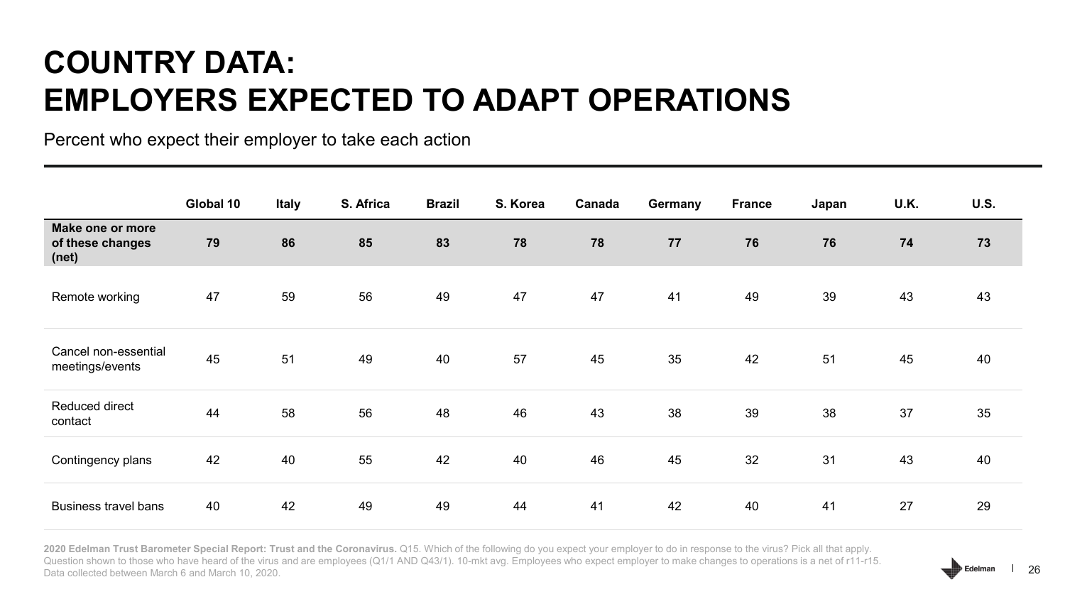# COUNTRY DATA: EMPLOYERS EXPECTED TO ADAPT OPERATIONS

Percent who expect their employer to take each action

| | Global 10 | Italy | S. Africa | Brazil | S. Korea | Canada | Germany | France | Japan | U.K. | U.S. |
|---|---|---|---|---|---|---|---|---|---|---|---|
| **Make one or more of these changes (net)** | **79** | **86** | **85** | **83** | **78** | **78** | **77** | **76** | **76** | **74** | **73** |
| Remote working | 47 | 59 | 56 | 49 | 47 | 47 | 41 | 49 | 39 | 43 | 43 |
| Cancel non-essential meetings/events | 45 | 51 | 49 | 40 | 57 | 45 | 35 | 42 | 51 | 45 | 40 |
| Reduced direct contact | 44 | 58 | 56 | 48 | 46 | 43 | 38 | 39 | 38 | 37 | 35 |
| Contingency plans | 42 | 40 | 55 | 42 | 40 | 46 | 45 | 32 | 31 | 43 | 40 |
| Business travel bans | 40 | 42 | 49 | 49 | 44 | 41 | 42 | 40 | 41 | 27 | 29 |

**2020 Edelman Trust Barometer Special Report: Trust and the Coronavirus.** Q15. Which of the following do you expect your employer to do in response to the virus? Pick all that apply. Question shown to those who have heard of the virus and are employees (Q1/1 AND Q43/1). 10-mkt avg. Employees who expect employer to make changes to operations is a net of r11-r15. Data collected between March 6 and March 10, 2020.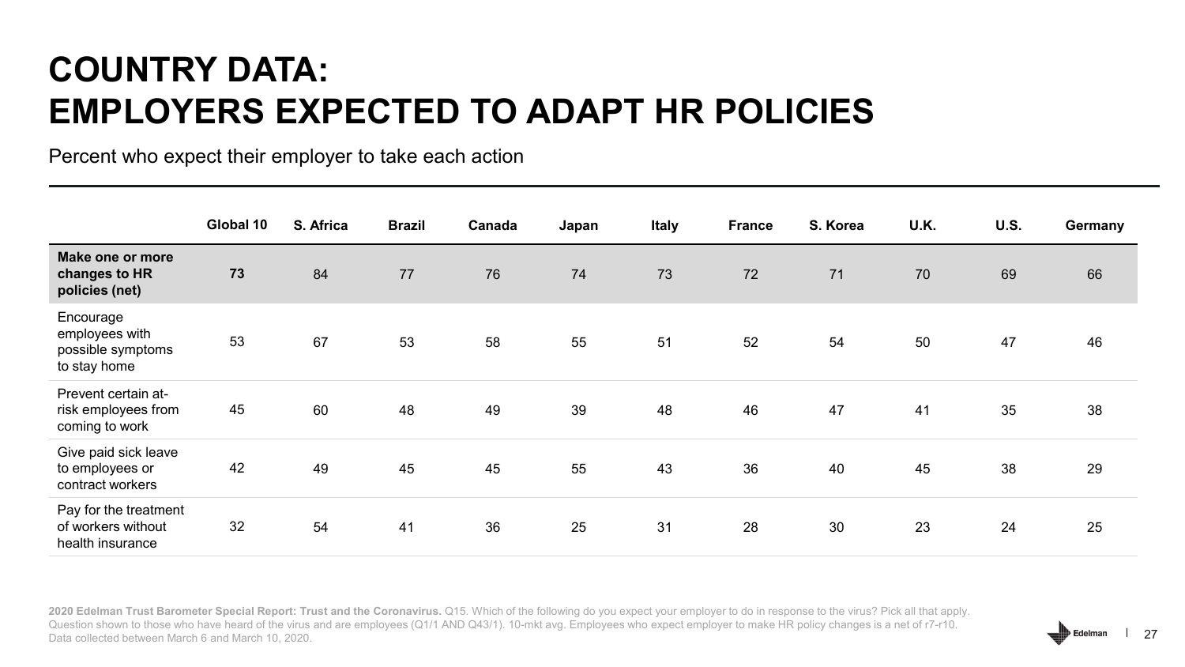# COUNTRY DATA: EMPLOYERS EXPECTED TO ADAPT HR POLICIES

Percent who expect their employer to take each action

| | Global 10 | S. Africa | Brazil | Canada | Japan | Italy | France | S. Korea | U.K. | U.S. | Germany |
|---|---|---|---|---|---|---|---|---|---|---|---|
| **Make one or more changes to HR policies (net)** | **73** | 84 | 77 | 76 | 74 | 73 | 72 | 71 | 70 | 69 | 66 |
| Encourage employees with possible symptoms to stay home | 53 | 67 | 53 | 58 | 55 | 51 | 52 | 54 | 50 | 47 | 46 |
| Prevent certain at-risk employees from coming to work | 45 | 60 | 48 | 49 | 39 | 48 | 46 | 47 | 41 | 35 | 38 |
| Give paid sick leave to employees or contract workers | 42 | 49 | 45 | 45 | 55 | 43 | 36 | 40 | 45 | 38 | 29 |
| Pay for the treatment of workers without health insurance | 32 | 54 | 41 | 36 | 25 | 31 | 28 | 30 | 23 | 24 | 25 |

**2020 Edelman Trust Barometer Special Report: Trust and the Coronavirus.** Q15. Which of the following do you expect your employer to do in response to the virus? Pick all that apply. Question shown to those who have heard of the virus and are employees (Q1/1 AND Q43/1). 10-mkt avg. Employees who expect employer to make HR policy changes is a net of r7-r10. Data collected between March 6 and March 10, 2020.